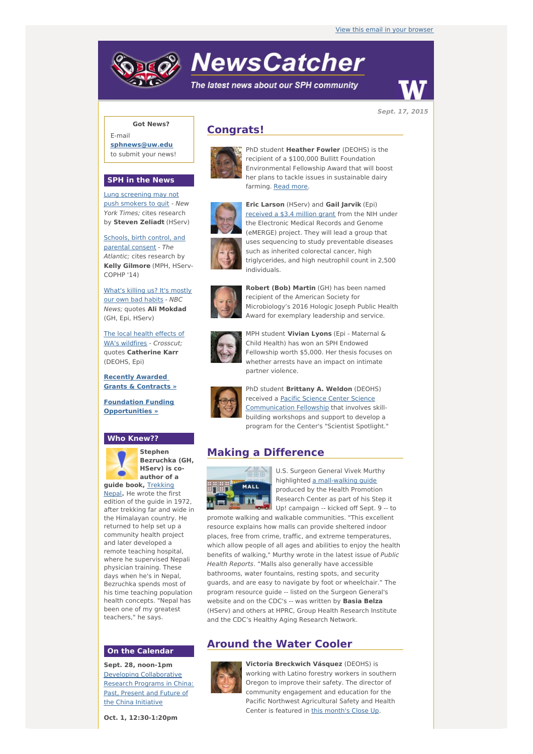View this email in your browser

# NewsCatcher

*The latest news about our SPH community*

**Sept. 17, 2015**

**Got News?**

E-mail **sphnews@uw.edu** to submit your news!

## SPH in the News

Lung screening may not push smokers to quit - *New York Times;* cites research by **Steven Zeliadt** (HServ)

Schools, birth control, and parental consent - *The Atlantic;* cites research by **Kelly Gilmore** (MPH, HServ-COPHP '14)

What's killing us? It's mostly our own bad habits - *NBC News;* quotes **Ali Mokdad** (GH, Epi, HServ)

The local health effects of WA's wildfires - *Crosscut;* quotes **Catherine Karr** (DEOHS, Epi)

**Recently Awarded Grants & Contracts »**

**Foundation Funding Opportunities »**

## Who Knew??

**Stephen Bezruchka (GH, HServ) is co-author of a guide book, Trekking Nepal.** He wrote the first edition of the guide in 1972, after trekking far and wide in the Himalayan country. He returned to help set up a community health project and later developed a remote teaching hospital, where he supervised Nepali physician training. These days when he's in Nepal, Bezruchka spends most of his time teaching population health concepts. "Nepal has been one of my greatest teachers," he says.

## On the Calendar

**Sept. 28, noon-1pm**
Developing Collaborative Research Programs in China: Past, Present and Future of the China Initiative

**Oct. 1, 12:30-1:20pm**

## Congrats!

PhD student **Heather Fowler** (DEOHS) is the recipient of a $100,000 Bullitt Foundation Environmental Fellowship Award that will boost her plans to tackle issues in sustainable dairy farming. Read more.

**Eric Larson** (HServ) and **Gail Jarvik** (Epi) received a $3.4 million grant from the NIH under the Electronic Medical Records and Genome (eMERGE) project. They will lead a group that uses sequencing to study preventable diseases such as inherited colorectal cancer, high triglycerides, and high neutrophil count in 2,500 individuals.

**Robert (Bob) Martin** (GH) has been named recipient of the American Society for Microbiology's 2016 Hologic Joseph Public Health Award for exemplary leadership and service.

MPH student **Vivian Lyons** (Epi - Maternal & Child Health) has won an SPH Endowed Fellowship worth $5,000. Her thesis focuses on whether arrests have an impact on intimate partner violence.

PhD student **Brittany A. Weldon** (DEOHS) received a Pacific Science Center Science Communication Fellowship that involves skill-building workshops and support to develop a program for the Center's "Scientist Spotlight."

## Making a Difference

U.S. Surgeon General Vivek Murthy highlighted a mall-walking guide produced by the Health Promotion Research Center as part of his Step it Up! campaign -- kicked off Sept. 9 -- to promote walking and walkable communities. "This excellent resource explains how malls can provide sheltered indoor places, free from crime, traffic, and extreme temperatures, which allow people of all ages and abilities to enjoy the health benefits of walking," Murthy wrote in the latest issue of *Public Health Reports*. "Malls also generally have accessible bathrooms, water fountains, resting spots, and security guards, and are easy to navigate by foot or wheelchair." The program resource guide -- listed on the Surgeon General's website and on the CDC's -- was written by **Basia Belza** (HServ) and others at HPRC, Group Health Research Institute and the CDC's Healthy Aging Research Network.

## Around the Water Cooler

**Victoria Breckwich Vásquez** (DEOHS) is working with Latino forestry workers in southern Oregon to improve their safety. The director of community engagement and education for the Pacific Northwest Agricultural Safety and Health Center is featured in this month's Close Up.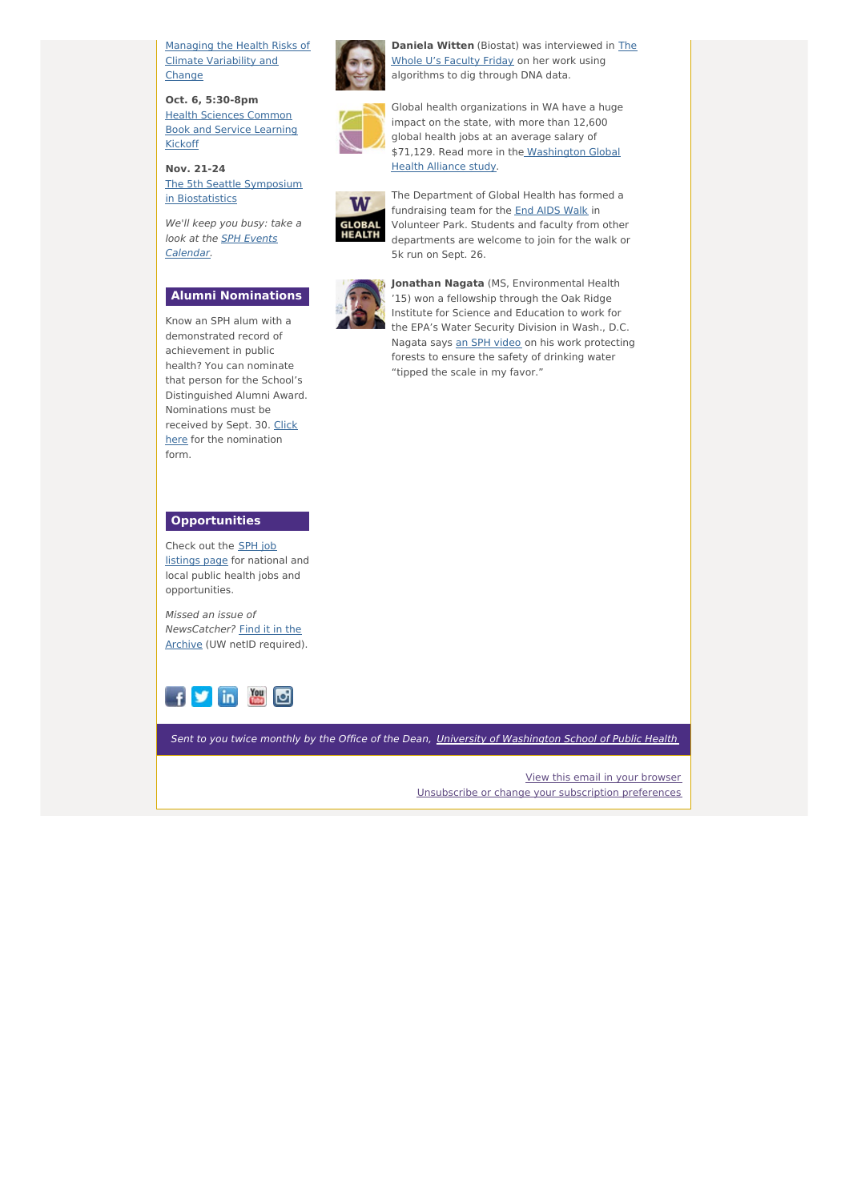Managing the Health Risks of Climate Variability and Change

**Oct. 6, 5:30-8pm**
Health Sciences Common Book and Service Learning Kickoff

**Nov. 21-24**
The 5th Seattle Symposium in Biostatistics

*We'll keep you busy: take a look at the SPH Events Calendar.*

## Alumni Nominations

Know an SPH alum with a demonstrated record of achievement in public health? You can nominate that person for the School's Distinguished Alumni Award. Nominations must be received by Sept. 30. Click here for the nomination form.

## Opportunities

Check out the SPH job listings page for national and local public health jobs and opportunities.

*Missed an issue of NewsCatcher?* Find it in the Archive (UW netID required).

**Daniela Witten** (Biostat) was interviewed in The Whole U's Faculty Friday on her work using algorithms to dig through DNA data.

Global health organizations in WA have a huge impact on the state, with more than 12,600 global health jobs at an average salary of $71,129. Read more in the Washington Global Health Alliance study.

The Department of Global Health has formed a fundraising team for the End AIDS Walk in Volunteer Park. Students and faculty from other departments are welcome to join for the walk or 5k run on Sept. 26.

**Jonathan Nagata** (MS, Environmental Health '15) won a fellowship through the Oak Ridge Institute for Science and Education to work for the EPA's Water Security Division in Wash., D.C. Nagata says an SPH video on his work protecting forests to ensure the safety of drinking water "tipped the scale in my favor."

*Sent to you twice monthly by the Office of the Dean, University of Washington School of Public Health*

View this email in your browser
Unsubscribe or change your subscription preferences